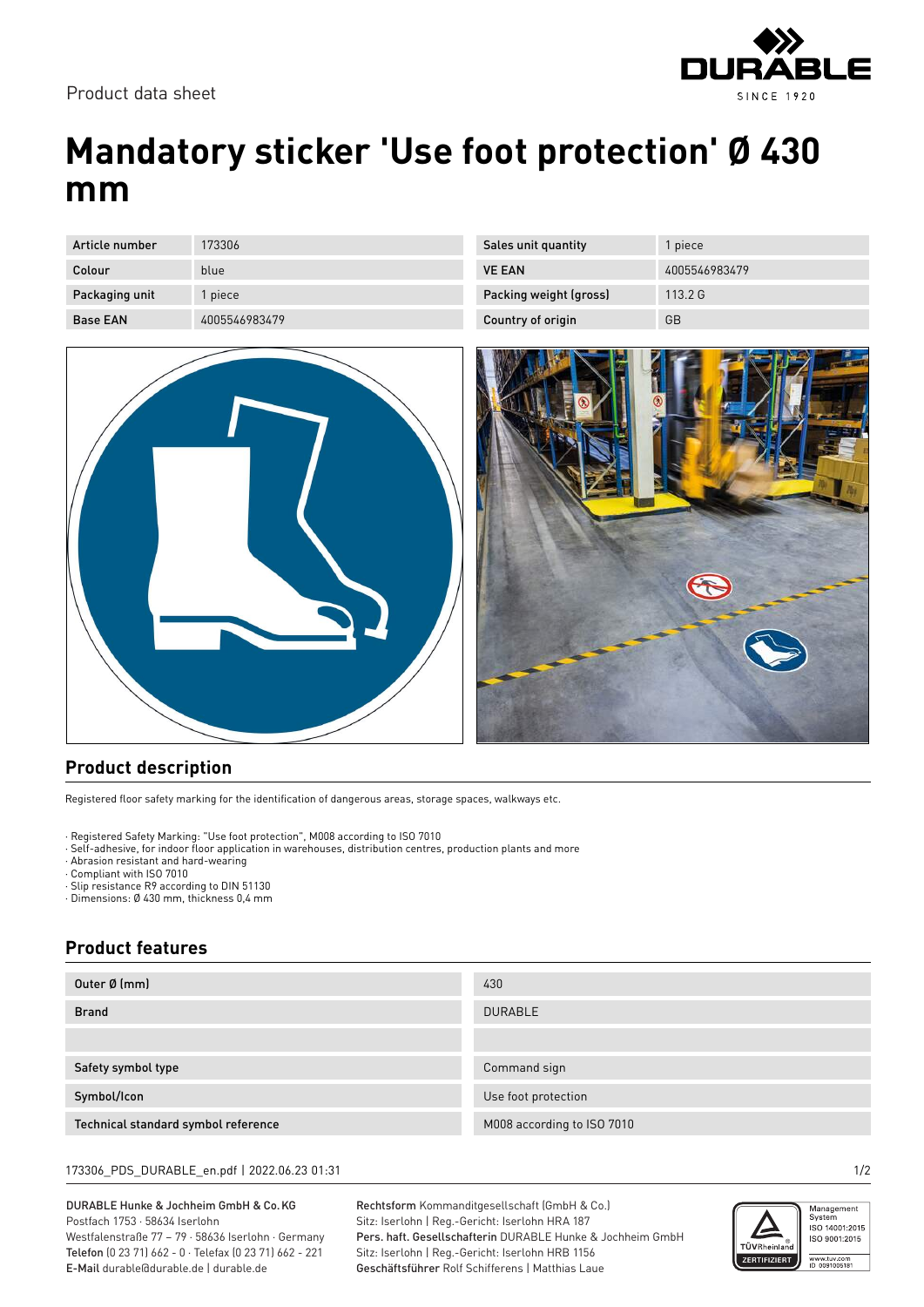Product data sheet

# Mandatory sticker 'Use foot protection' Ø 430 mm

| Article number | 173306 | Sales unit quantity | 1 piece |
| --- | --- | --- | --- |
| Colour | blue | VE EAN | 4005546983479 |
| Packaging unit | 1 piece | Packing weight (gross) | 113.2 G |
| Base EAN | 4005546983479 | Country of origin | GB |

## Product description

Registered floor safety marking for the identification of dangerous areas, storage spaces, walkways etc.

· Registered Safety Marking: "Use foot protection", M008 according to ISO 7010
· Self-adhesive, for indoor floor application in warehouses, distribution centres, production plants and more
· Abrasion resistant and hard-wearing
· Compliant with ISO 7010
· Slip resistance R9 according to DIN 51130
· Dimensions: Ø 430 mm, thickness 0,4 mm

## Product features

| Outer Ø (mm) | 430 |
| --- | --- |
| Brand | DURABLE |
| | |
| Safety symbol type | Command sign |
| Symbol/Icon | Use foot protection |
| Technical standard symbol reference | M008 according to ISO 7010 |

173306_PDS_DURABLE_en.pdf | 2022.06.23 01:31

DURABLE Hunke & Jochheim GmbH & Co. KG
Postfach 1753 · 58634 Iserlohn
Westfalenstraße 77 – 79 · 58636 Iserlohn · Germany
**Telefon** (0 23 71) 662 - 0 · Telefax (0 23 71) 662 - 221
**E-Mail** durable@durable.de | durable.de

**Rechtsform** Kommanditgesellschaft (GmbH & Co.)
Sitz: Iserlohn | Reg.-Gericht: Iserlohn HRA 187
**Pers. haft. Gesellschafterin** DURABLE Hunke & Jochheim GmbH
Sitz: Iserlohn | Reg.-Gericht: Iserlohn HRB 1156
**Geschäftsführer** Rolf Schifferens | Matthias Laue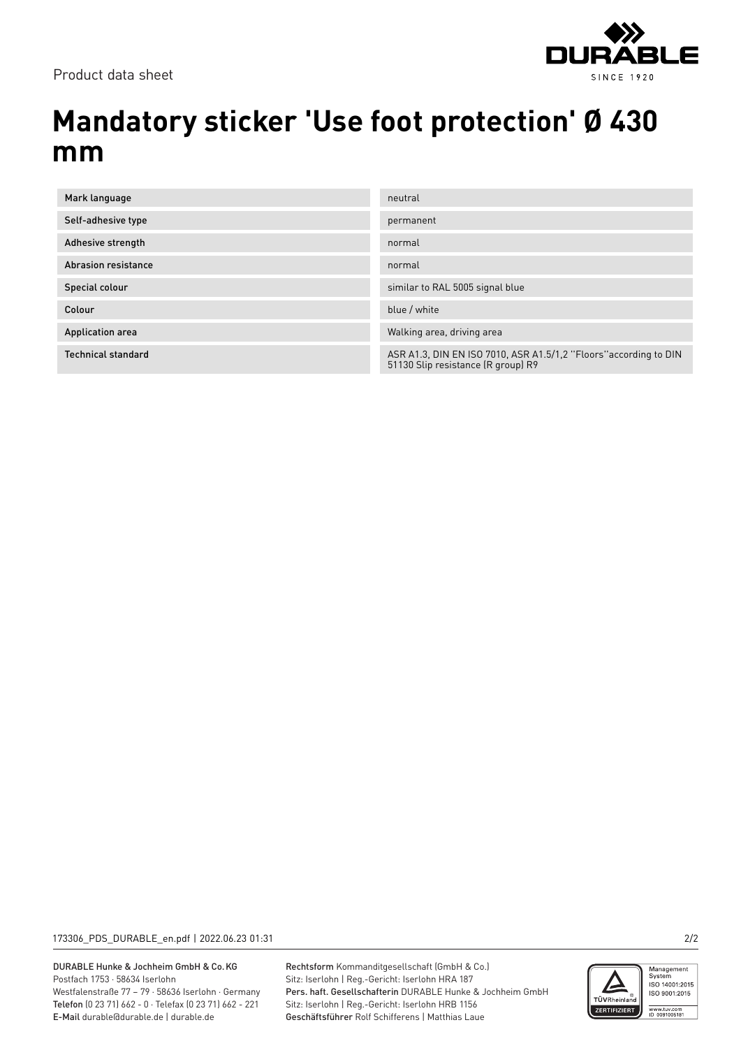# Mandatory sticker 'Use foot protection' Ø 430 mm

| | |
|---|---|
| Mark language | neutral |
| Self-adhesive type | permanent |
| Adhesive strength | normal |
| Abrasion resistance | normal |
| Special colour | similar to RAL 5005 signal blue |
| Colour | blue / white |
| Application area | Walking area, driving area |
| Technical standard | ASR A1.3, DIN EN ISO 7010, ASR A1.5/1,2 ''Floors''according to DIN 51130 Slip resistance (R group) R9 |

173306_PDS_DURABLE_en.pdf | 2022.06.23 01:31

DURABLE Hunke & Jochheim GmbH & Co.KG
Postfach 1753 · 58634 Iserlohn
Westfalenstraße 77 – 79 · 58636 Iserlohn · Germany
Telefon (0 23 71) 662 - 0 · Telefax (0 23 71) 662 - 221
E-Mail durable@durable.de | durable.de

Rechtsform Kommanditgesellschaft (GmbH & Co.)
Sitz: Iserlohn | Reg.-Gericht: Iserlohn HRA 187
Pers. haft. Gesellschafterin DURABLE Hunke & Jochheim GmbH
Sitz: Iserlohn | Reg.-Gericht: Iserlohn HRB 1156
Geschäftsführer Rolf Schifferens | Matthias Laue